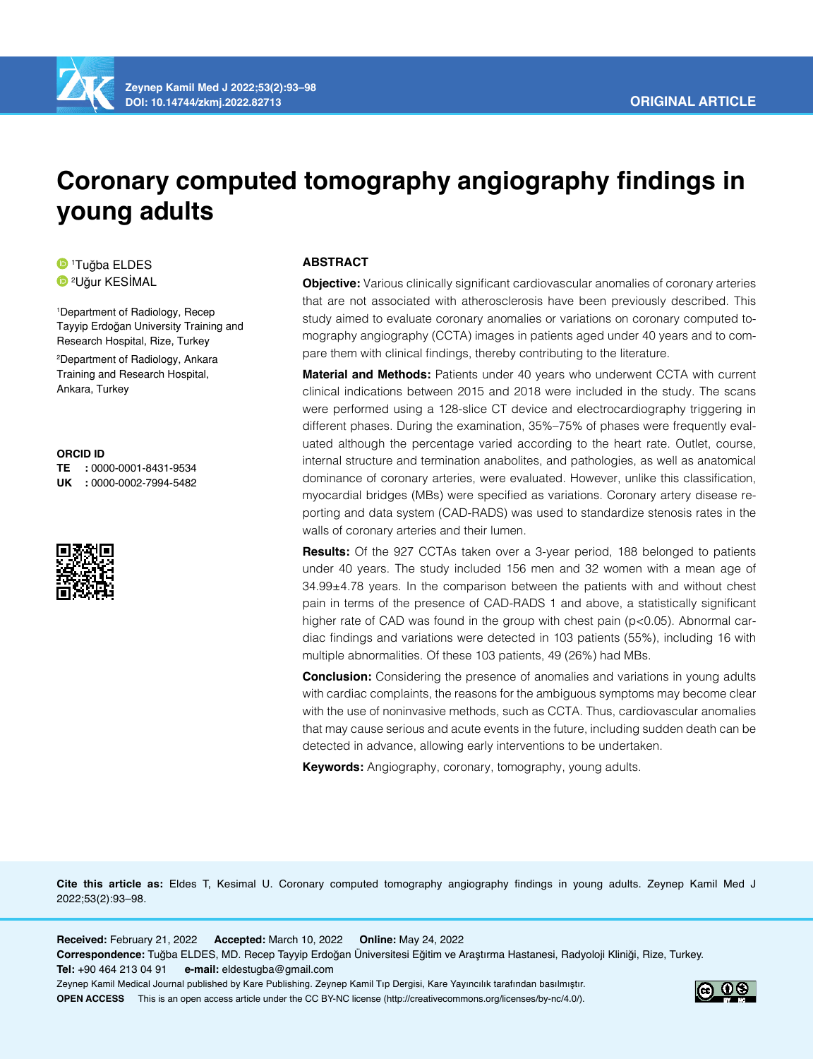ORIGINAL ARTICLE

# Coronary computed tomography angiography findings in young adults

[1]Tuğba ELDES
[2]Uğur KESİMAL

[1]Department of Radiology, Recep Tayyip Erdoğan University Training and Research Hospital, Rize, Turkey

[2]Department of Radiology, Ankara Training and Research Hospital, Ankara, Turkey

**ORCID ID**

**TE** : 0000-0001-8431-9534
**UK** : 0000-0002-7994-5482

## ABSTRACT

**Objective:** Various clinically significant cardiovascular anomalies of coronary arteries that are not associated with atherosclerosis have been previously described. This study aimed to evaluate coronary anomalies or variations on coronary computed tomography angiography (CCTA) images in patients aged under 40 years and to compare them with clinical findings, thereby contributing to the literature.

**Material and Methods:** Patients under 40 years who underwent CCTA with current clinical indications between 2015 and 2018 were included in the study. The scans were performed using a 128-slice CT device and electrocardiography triggering in different phases. During the examination, 35%–75% of phases were frequently evaluated although the percentage varied according to the heart rate. Outlet, course, internal structure and termination anabolites, and pathologies, as well as anatomical dominance of coronary arteries, were evaluated. However, unlike this classification, myocardial bridges (MBs) were specified as variations. Coronary artery disease reporting and data system (CAD-RADS) was used to standardize stenosis rates in the walls of coronary arteries and their lumen.

**Results:** Of the 927 CCTAs taken over a 3-year period, 188 belonged to patients under 40 years. The study included 156 men and 32 women with a mean age of 34.99±4.78 years. In the comparison between the patients with and without chest pain in terms of the presence of CAD-RADS 1 and above, a statistically significant higher rate of CAD was found in the group with chest pain ($p<0.05$). Abnormal cardiac findings and variations were detected in 103 patients (55%), including 16 with multiple abnormalities. Of these 103 patients, 49 (26%) had MBs.

**Conclusion:** Considering the presence of anomalies and variations in young adults with cardiac complaints, the reasons for the ambiguous symptoms may become clear with the use of noninvasive methods, such as CCTA. Thus, cardiovascular anomalies that may cause serious and acute events in the future, including sudden death can be detected in advance, allowing early interventions to be undertaken.

**Keywords:** Angiography, coronary, tomography, young adults.

**Cite this article as:** Eldes T, Kesimal U. Coronary computed tomography angiography findings in young adults. Zeynep Kamil Med J 2022;53(2):93–98.

**Received:** February 21, 2022 **Accepted:** March 10, 2022 **Online:** May 24, 2022

**Correspondence:** Tuğba ELDES, MD. Recep Tayyip Erdoğan Üniversitesi Eğitim ve Araştırma Hastanesi, Radyoloji Kliniği, Rize, Turkey.

**Tel:** +90 464 213 04 91 **e-mail:** eldestugba@gmail.com

Zeynep Kamil Medical Journal published by Kare Publishing. Zeynep Kamil Tıp Dergisi, Kare Yayıncılık tarafından basılmıştır.

**OPEN ACCESS** This is an open access article under the CC BY-NC license (http://creativecommons.org/licenses/by-nc/4.0/).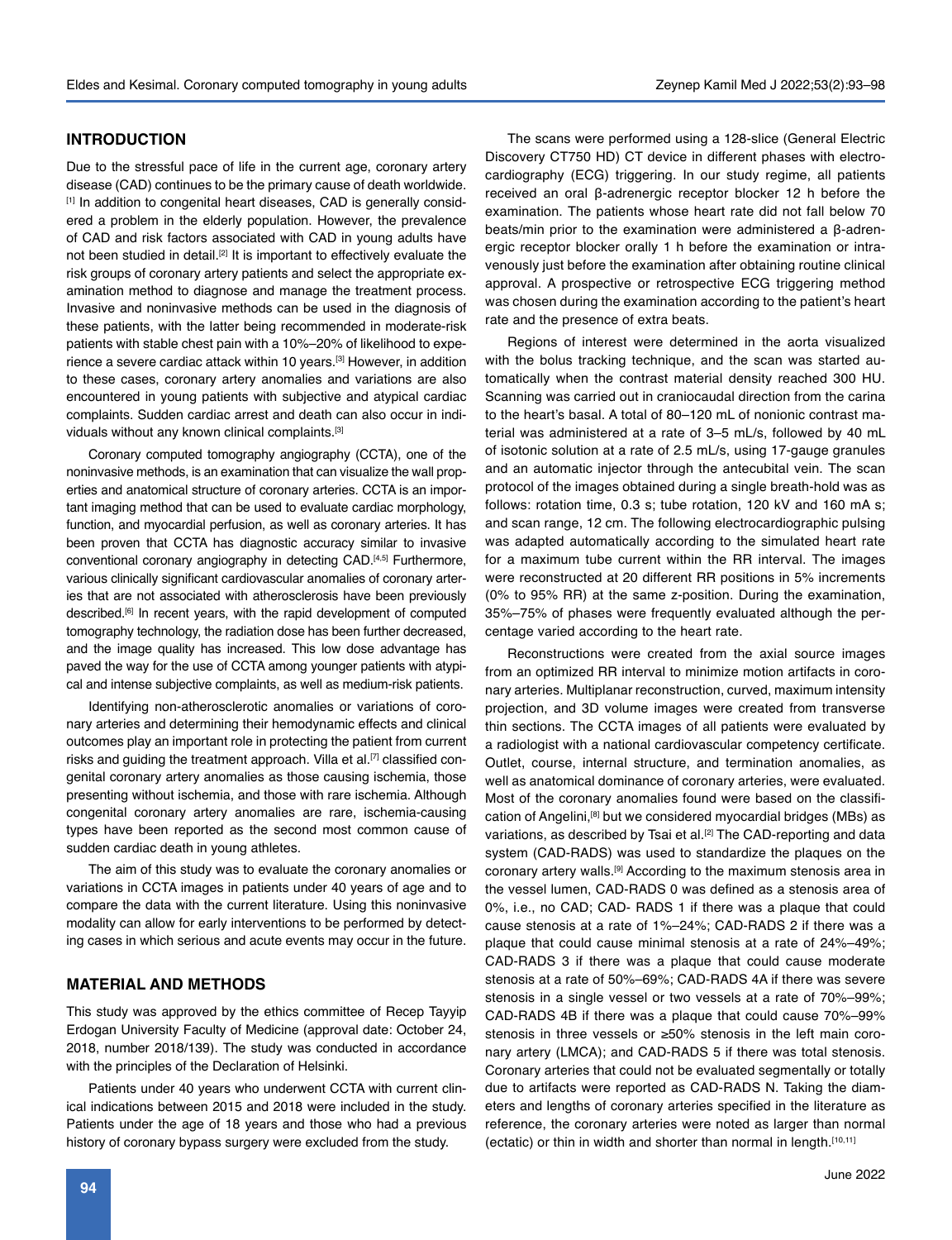## INTRODUCTION

Due to the stressful pace of life in the current age, coronary artery disease (CAD) continues to be the primary cause of death worldwide.[1] In addition to congenital heart diseases, CAD is generally considered a problem in the elderly population. However, the prevalence of CAD and risk factors associated with CAD in young adults have not been studied in detail.[2] It is important to effectively evaluate the risk groups of coronary artery patients and select the appropriate examination method to diagnose and manage the treatment process. Invasive and noninvasive methods can be used in the diagnosis of these patients, with the latter being recommended in moderate-risk patients with stable chest pain with a 10%–20% of likelihood to experience a severe cardiac attack within 10 years.[3] However, in addition to these cases, coronary artery anomalies and variations are also encountered in young patients with subjective and atypical cardiac complaints. Sudden cardiac arrest and death can also occur in individuals without any known clinical complaints.[3]

Coronary computed tomography angiography (CCTA), one of the noninvasive methods, is an examination that can visualize the wall properties and anatomical structure of coronary arteries. CCTA is an important imaging method that can be used to evaluate cardiac morphology, function, and myocardial perfusion, as well as coronary arteries. It has been proven that CCTA has diagnostic accuracy similar to invasive conventional coronary angiography in detecting CAD.[4,5] Furthermore, various clinically significant cardiovascular anomalies of coronary arteries that are not associated with atherosclerosis have been previously described.[6] In recent years, with the rapid development of computed tomography technology, the radiation dose has been further decreased, and the image quality has increased. This low dose advantage has paved the way for the use of CCTA among younger patients with atypical and intense subjective complaints, as well as medium-risk patients.

Identifying non-atherosclerotic anomalies or variations of coronary arteries and determining their hemodynamic effects and clinical outcomes play an important role in protecting the patient from current risks and guiding the treatment approach. Villa et al.[7] classified congenital coronary artery anomalies as those causing ischemia, those presenting without ischemia, and those with rare ischemia. Although congenital coronary artery anomalies are rare, ischemia-causing types have been reported as the second most common cause of sudden cardiac death in young athletes.

The aim of this study was to evaluate the coronary anomalies or variations in CCTA images in patients under 40 years of age and to compare the data with the current literature. Using this noninvasive modality can allow for early interventions to be performed by detecting cases in which serious and acute events may occur in the future.

## MATERIAL AND METHODS

This study was approved by the ethics committee of Recep Tayyip Erdogan University Faculty of Medicine (approval date: October 24, 2018, number 2018/139). The study was conducted in accordance with the principles of the Declaration of Helsinki.

Patients under 40 years who underwent CCTA with current clinical indications between 2015 and 2018 were included in the study. Patients under the age of 18 years and those who had a previous history of coronary bypass surgery were excluded from the study.

The scans were performed using a 128-slice (General Electric Discovery CT750 HD) CT device in different phases with electrocardiography (ECG) triggering. In our study regime, all patients received an oral β-adrenergic receptor blocker 12 h before the examination. The patients whose heart rate did not fall below 70 beats/min prior to the examination were administered a β-adrenergic receptor blocker orally 1 h before the examination or intravenously just before the examination after obtaining routine clinical approval. A prospective or retrospective ECG triggering method was chosen during the examination according to the patient's heart rate and the presence of extra beats.

Regions of interest were determined in the aorta visualized with the bolus tracking technique, and the scan was started automatically when the contrast material density reached 300 HU. Scanning was carried out in craniocaudal direction from the carina to the heart's basal. A total of 80–120 mL of nonionic contrast material was administered at a rate of 3–5 mL/s, followed by 40 mL of isotonic solution at a rate of 2.5 mL/s, using 17-gauge granules and an automatic injector through the antecubital vein. The scan protocol of the images obtained during a single breath-hold was as follows: rotation time, 0.3 s; tube rotation, 120 kV and 160 mA s; and scan range, 12 cm. The following electrocardiographic pulsing was adapted automatically according to the simulated heart rate for a maximum tube current within the RR interval. The images were reconstructed at 20 different RR positions in 5% increments (0% to 95% RR) at the same z-position. During the examination, 35%–75% of phases were frequently evaluated although the percentage varied according to the heart rate.

Reconstructions were created from the axial source images from an optimized RR interval to minimize motion artifacts in coronary arteries. Multiplanar reconstruction, curved, maximum intensity projection, and 3D volume images were created from transverse thin sections. The CCTA images of all patients were evaluated by a radiologist with a national cardiovascular competency certificate. Outlet, course, internal structure, and termination anomalies, as well as anatomical dominance of coronary arteries, were evaluated. Most of the coronary anomalies found were based on the classification of Angelini,[8] but we considered myocardial bridges (MBs) as variations, as described by Tsai et al.[2] The CAD-reporting and data system (CAD-RADS) was used to standardize the plaques on the coronary artery walls.[9] According to the maximum stenosis area in the vessel lumen, CAD-RADS 0 was defined as a stenosis area of 0%, i.e., no CAD; CAD- RADS 1 if there was a plaque that could cause stenosis at a rate of 1%–24%; CAD-RADS 2 if there was a plaque that could cause minimal stenosis at a rate of 24%–49%; CAD-RADS 3 if there was a plaque that could cause moderate stenosis at a rate of 50%–69%; CAD-RADS 4A if there was severe stenosis in a single vessel or two vessels at a rate of 70%–99%; CAD-RADS 4B if there was a plaque that could cause 70%–99% stenosis in three vessels or ≥50% stenosis in the left main coronary artery (LMCA); and CAD-RADS 5 if there was total stenosis. Coronary arteries that could not be evaluated segmentally or totally due to artifacts were reported as CAD-RADS N. Taking the diameters and lengths of coronary arteries specified in the literature as reference, the coronary arteries were noted as larger than normal (ectatic) or thin in width and shorter than normal in length.[10,11]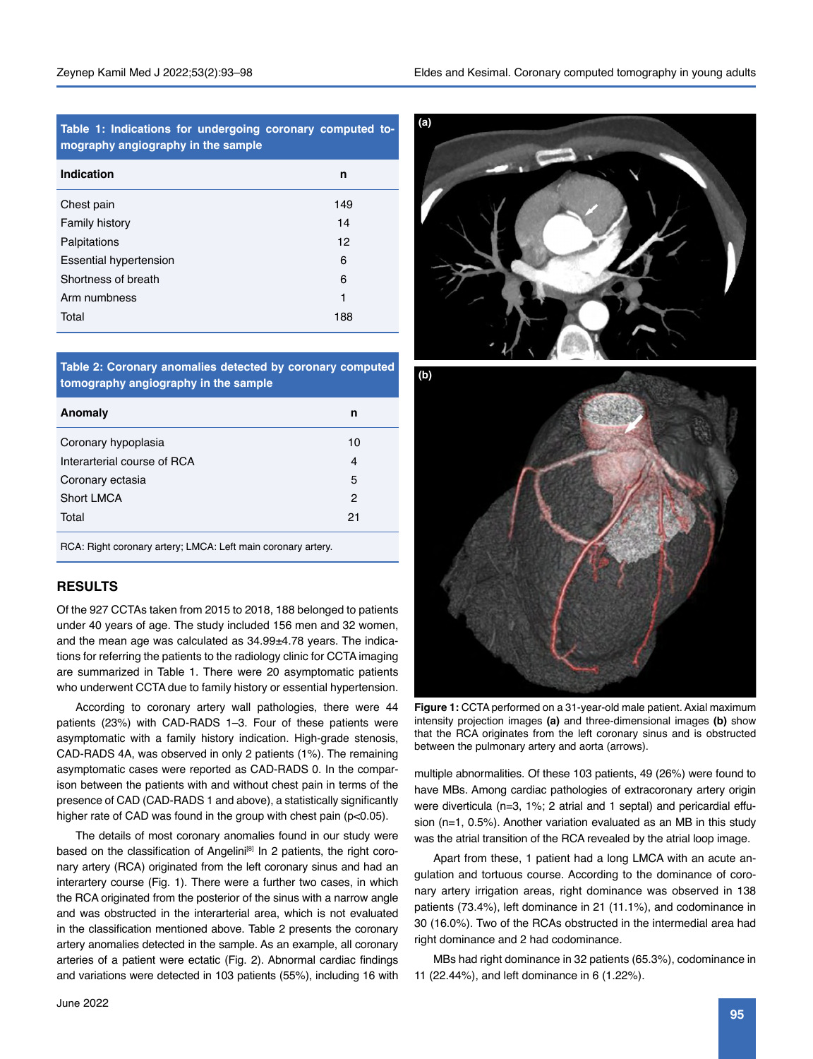**Table 1: Indications for undergoing coronary computed tomography angiography in the sample**

| Indication | n |
|---|---|
| Chest pain | 149 |
| Family history | 14 |
| Palpitations | 12 |
| Essential hypertension | 6 |
| Shortness of breath | 6 |
| Arm numbness | 1 |
| Total | 188 |

**Table 2: Coronary anomalies detected by coronary computed tomography angiography in the sample**

| Anomaly | n |
|---|---|
| Coronary hypoplasia | 10 |
| Interarterial course of RCA | 4 |
| Coronary ectasia | 5 |
| Short LMCA | 2 |
| Total | 21 |

RCA: Right coronary artery; LMCA: Left main coronary artery.

## RESULTS

Of the 927 CCTAs taken from 2015 to 2018, 188 belonged to patients under 40 years of age. The study included 156 men and 32 women, and the mean age was calculated as 34.99±4.78 years. The indications for referring the patients to the radiology clinic for CCTA imaging are summarized in Table 1. There were 20 asymptomatic patients who underwent CCTA due to family history or essential hypertension.

According to coronary artery wall pathologies, there were 44 patients (23%) with CAD-RADS 1–3. Four of these patients were asymptomatic with a family history indication. High-grade stenosis, CAD-RADS 4A, was observed in only 2 patients (1%). The remaining asymptomatic cases were reported as CAD-RADS 0. In the comparison between the patients with and without chest pain in terms of the presence of CAD (CAD-RADS 1 and above), a statistically significantly higher rate of CAD was found in the group with chest pain ($p<0.05$).

The details of most coronary anomalies found in our study were based on the classification of Angelini[8] In 2 patients, the right coronary artery (RCA) originated from the left coronary sinus and had an interartery course (Fig. 1). There were a further two cases, in which the RCA originated from the posterior of the sinus with a narrow angle and was obstructed in the interarterial area, which is not evaluated in the classification mentioned above. Table 2 presents the coronary artery anomalies detected in the sample. As an example, all coronary arteries of a patient were ectatic (Fig. 2). Abnormal cardiac findings and variations were detected in 103 patients (55%), including 16 with multiple abnormalities. Of these 103 patients, 49 (26%) were found to have MBs. Among cardiac pathologies of extracoronary artery origin were diverticula (n=3, 1%; 2 atrial and 1 septal) and pericardial effusion (n=1, 0.5%). Another variation evaluated as an MB in this study was the atrial transition of the RCA revealed by the atrial loop image.

**Figure 1:** CCTA performed on a 31-year-old male patient. Axial maximum intensity projection images **(a)** and three-dimensional images **(b)** show that the RCA originates from the left coronary sinus and is obstructed between the pulmonary artery and aorta (arrows).

Apart from these, 1 patient had a long LMCA with an acute angulation and tortuous course. According to the dominance of coronary artery irrigation areas, right dominance was observed in 138 patients (73.4%), left dominance in 21 (11.1%), and codominance in 30 (16.0%). Two of the RCAs obstructed in the intermedial area had right dominance and 2 had codominance.

MBs had right dominance in 32 patients (65.3%), codominance in 11 (22.44%), and left dominance in 6 (1.22%).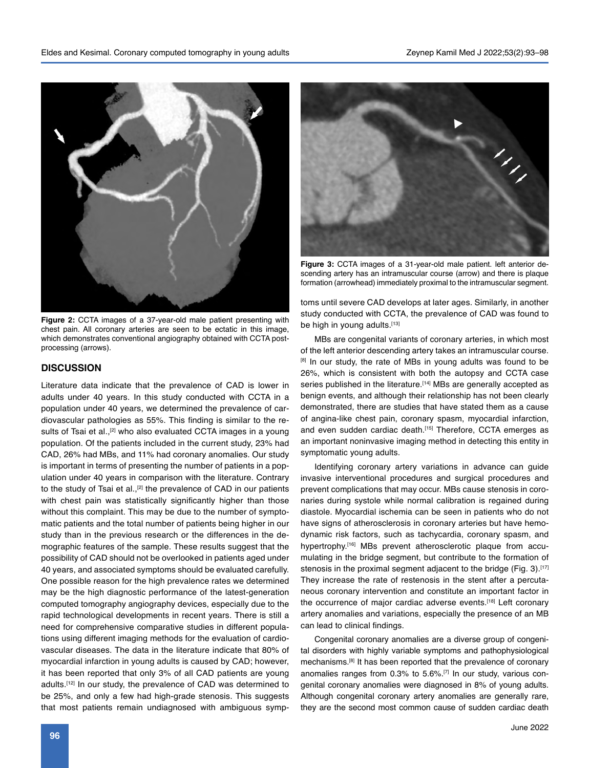Figure 2: CCTA images of a 37-year-old male patient presenting with chest pain. All coronary arteries are seen to be ectatic in this image, which demonstrates conventional angiography obtained with CCTA post-processing (arrows).

## DISCUSSION

Literature data indicate that the prevalence of CAD is lower in adults under 40 years. In this study conducted with CCTA in a population under 40 years, we determined the prevalence of cardiovascular pathologies as 55%. This finding is similar to the results of Tsai et al.,[2] who also evaluated CCTA images in a young population. Of the patients included in the current study, 23% had CAD, 26% had MBs, and 11% had coronary anomalies. Our study is important in terms of presenting the number of patients in a population under 40 years in comparison with the literature. Contrary to the study of Tsai et al.,[2] the prevalence of CAD in our patients with chest pain was statistically significantly higher than those without this complaint. This may be due to the number of symptomatic patients and the total number of patients being higher in our study than in the previous research or the differences in the demographic features of the sample. These results suggest that the possibility of CAD should not be overlooked in patients aged under 40 years, and associated symptoms should be evaluated carefully. One possible reason for the high prevalence rates we determined may be the high diagnostic performance of the latest-generation computed tomography angiography devices, especially due to the rapid technological developments in recent years. There is still a need for comprehensive comparative studies in different populations using different imaging methods for the evaluation of cardiovascular diseases. The data in the literature indicate that 80% of myocardial infarction in young adults is caused by CAD; however, it has been reported that only 3% of all CAD patients are young adults.[12] In our study, the prevalence of CAD was determined to be 25%, and only a few had high-grade stenosis. This suggests that most patients remain undiagnosed with ambiguous symptoms until severe CAD develops at later ages. Similarly, in another study conducted with CCTA, the prevalence of CAD was found to be high in young adults.[13]

Figure 3: CCTA images of a 31-year-old male patient. left anterior descending artery has an intramuscular course (arrow) and there is plaque formation (arrowhead) immediately proximal to the intramuscular segment.

MBs are congenital variants of coronary arteries, in which most of the left anterior descending artery takes an intramuscular course.[8] In our study, the rate of MBs in young adults was found to be 26%, which is consistent with both the autopsy and CCTA case series published in the literature.[14] MBs are generally accepted as benign events, and although their relationship has not been clearly demonstrated, there are studies that have stated them as a cause of angina-like chest pain, coronary spasm, myocardial infarction, and even sudden cardiac death.[15] Therefore, CCTA emerges as an important noninvasive imaging method in detecting this entity in symptomatic young adults.

Identifying coronary artery variations in advance can guide invasive interventional procedures and surgical procedures and prevent complications that may occur. MBs cause stenosis in coronaries during systole while normal calibration is regained during diastole. Myocardial ischemia can be seen in patients who do not have signs of atherosclerosis in coronary arteries but have hemodynamic risk factors, such as tachycardia, coronary spasm, and hypertrophy.[16] MBs prevent atherosclerotic plaque from accumulating in the bridge segment, but contribute to the formation of stenosis in the proximal segment adjacent to the bridge (Fig. 3).[17] They increase the rate of restenosis in the stent after a percutaneous coronary intervention and constitute an important factor in the occurrence of major cardiac adverse events.[18] Left coronary artery anomalies and variations, especially the presence of an MB can lead to clinical findings.

Congenital coronary anomalies are a diverse group of congenital disorders with highly variable symptoms and pathophysiological mechanisms.[8] It has been reported that the prevalence of coronary anomalies ranges from 0.3% to 5.6%.[7] In our study, various congenital coronary anomalies were diagnosed in 8% of young adults. Although congenital coronary artery anomalies are generally rare, they are the second most common cause of sudden cardiac death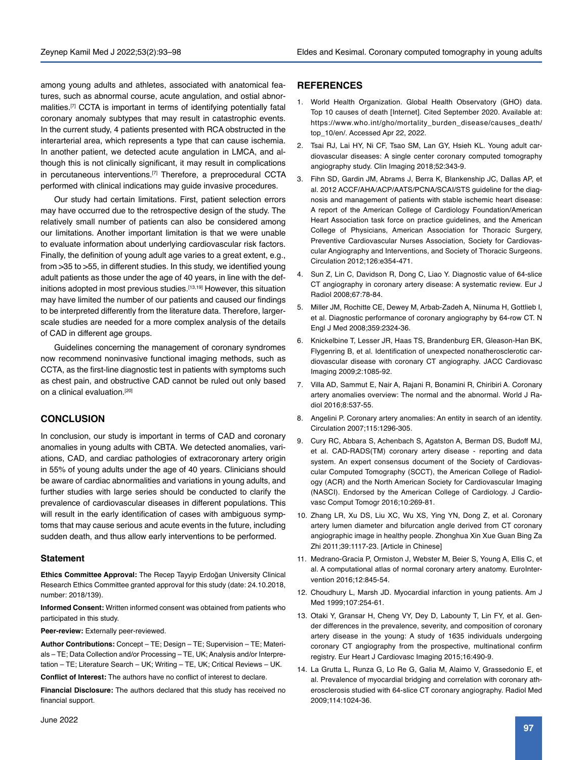among young adults and athletes, associated with anatomical features, such as abnormal course, acute angulation, and ostial abnormalities.[7] CCTA is important in terms of identifying potentially fatal coronary anomaly subtypes that may result in catastrophic events. In the current study, 4 patients presented with RCA obstructed in the interarterial area, which represents a type that can cause ischemia. In another patient, we detected acute angulation in LMCA, and although this is not clinically significant, it may result in complications in percutaneous interventions.[7] Therefore, a preprocedural CCTA performed with clinical indications may guide invasive procedures.

Our study had certain limitations. First, patient selection errors may have occurred due to the retrospective design of the study. The relatively small number of patients can also be considered among our limitations. Another important limitation is that we were unable to evaluate information about underlying cardiovascular risk factors. Finally, the definition of young adult age varies to a great extent, e.g., from >35 to >55, in different studies. In this study, we identified young adult patients as those under the age of 40 years, in line with the definitions adopted in most previous studies.[13,19] However, this situation may have limited the number of our patients and caused our findings to be interpreted differently from the literature data. Therefore, larger-scale studies are needed for a more complex analysis of the details of CAD in different age groups.

Guidelines concerning the management of coronary syndromes now recommend noninvasive functional imaging methods, such as CCTA, as the first-line diagnostic test in patients with symptoms such as chest pain, and obstructive CAD cannot be ruled out only based on a clinical evaluation.[20]

## CONCLUSION

In conclusion, our study is important in terms of CAD and coronary anomalies in young adults with CBTA. We detected anomalies, variations, CAD, and cardiac pathologies of extracoronary artery origin in 55% of young adults under the age of 40 years. Clinicians should be aware of cardiac abnormalities and variations in young adults, and further studies with large series should be conducted to clarify the prevalence of cardiovascular diseases in different populations. This will result in the early identification of cases with ambiguous symptoms that may cause serious and acute events in the future, including sudden death, and thus allow early interventions to be performed.

### Statement

**Ethics Committee Approval:** The Recep Tayyip Erdoğan University Clinical Research Ethics Committee granted approval for this study (date: 24.10.2018, number: 2018/139).

**Informed Consent:** Written informed consent was obtained from patients who participated in this study.

**Peer-review:** Externally peer-reviewed.

**Author Contributions:** Concept – TE; Design – TE; Supervision – TE; Materials – TE; Data Collection and/or Processing – TE, UK; Analysis and/or Interpretation – TE; Literature Search – UK; Writing – TE, UK; Critical Reviews – UK.

**Conflict of Interest:** The authors have no conflict of interest to declare.

**Financial Disclosure:** The authors declared that this study has received no financial support.

## REFERENCES

1. World Health Organization. Global Health Observatory (GHO) data. Top 10 causes of death [Internet]. Cited September 2020. Available at: https://www.who.int/gho/mortality_burden_disease/causes_death/top_10/en/. Accessed Apr 22, 2022.
2. Tsai RJ, Lai HY, Ni CF, Tsao SM, Lan GY, Hsieh KL. Young adult cardiovascular diseases: A single center coronary computed tomography angiography study. Clin Imaging 2018;52:343-9.
3. Fihn SD, Gardin JM, Abrams J, Berra K, Blankenship JC, Dallas AP, et al. 2012 ACCF/AHA/ACP/AATS/PCNA/SCAI/STS guideline for the diagnosis and management of patients with stable ischemic heart disease: A report of the American College of Cardiology Foundation/American Heart Association task force on practice guidelines, and the American College of Physicians, American Association for Thoracic Surgery, Preventive Cardiovascular Nurses Association, Society for Cardiovascular Angiography and Interventions, and Society of Thoracic Surgeons. Circulation 2012;126:e354-471.
4. Sun Z, Lin C, Davidson R, Dong C, Liao Y. Diagnostic value of 64-slice CT angiography in coronary artery disease: A systematic review. Eur J Radiol 2008;67:78-84.
5. Miller JM, Rochitte CE, Dewey M, Arbab-Zadeh A, Niinuma H, Gottlieb I, et al. Diagnostic performance of coronary angiography by 64-row CT. N Engl J Med 2008;359:2324-36.
6. Knickelbine T, Lesser JR, Haas TS, Brandenburg ER, Gleason-Han BK, Flygenring B, et al. Identification of unexpected nonatherosclerotic cardiovascular disease with coronary CT angiography. JACC Cardiovasc Imaging 2009;2:1085-92.
7. Villa AD, Sammut E, Nair A, Rajani R, Bonamini R, Chiribiri A. Coronary artery anomalies overview: The normal and the abnormal. World J Radiol 2016;8:537-55.
8. Angelini P. Coronary artery anomalies: An entity in search of an identity. Circulation 2007;115:1296-305.
9. Cury RC, Abbara S, Achenbach S, Agatston A, Berman DS, Budoff MJ, et al. CAD-RADS(TM) coronary artery disease - reporting and data system. An expert consensus document of the Society of Cardiovascular Computed Tomography (SCCT), the American College of Radiology (ACR) and the North American Society for Cardiovascular Imaging (NASCI). Endorsed by the American College of Cardiology. J Cardiovasc Comput Tomogr 2016;10:269-81.
10. Zhang LR, Xu DS, Liu XC, Wu XS, Ying YN, Dong Z, et al. Coronary artery lumen diameter and bifurcation angle derived from CT coronary angiographic image in healthy people. Zhonghua Xin Xue Guan Bing Za Zhi 2011;39:1117-23. [Article in Chinese]
11. Medrano-Gracia P, Ormiston J, Webster M, Beier S, Young A, Ellis C, et al. A computational atlas of normal coronary artery anatomy. EuroIntervention 2016;12:845-54.
12. Choudhury L, Marsh JD. Myocardial infarction in young patients. Am J Med 1999;107:254-61.
13. Otaki Y, Gransar H, Cheng VY, Dey D, Labounty T, Lin FY, et al. Gender differences in the prevalence, severity, and composition of coronary artery disease in the young: A study of 1635 individuals undergoing coronary CT angiography from the prospective, multinational confirm registry. Eur Heart J Cardiovasc Imaging 2015;16:490-9.
14. La Grutta L, Runza G, Lo Re G, Galia M, Alaimo V, Grassedonio E, et al. Prevalence of myocardial bridging and correlation with coronary atherosclerosis studied with 64-slice CT coronary angiography. Radiol Med 2009;114:1024-36.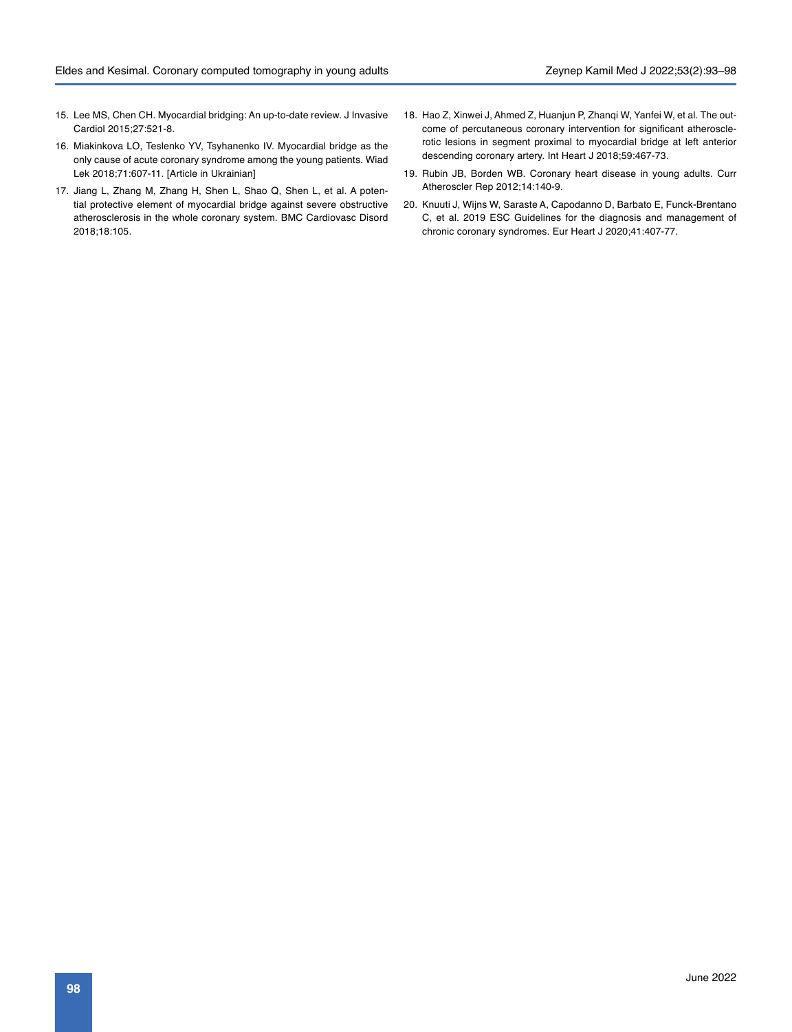15. Lee MS, Chen CH. Myocardial bridging: An up-to-date review. J Invasive Cardiol 2015;27:521-8.
16. Miakinkova LO, Teslenko YV, Tsyhanenko IV. Myocardial bridge as the only cause of acute coronary syndrome among the young patients. Wiad Lek 2018;71:607-11. [Article in Ukrainian]
17. Jiang L, Zhang M, Zhang H, Shen L, Shao Q, Shen L, et al. A potential protective element of myocardial bridge against severe obstructive atherosclerosis in the whole coronary system. BMC Cardiovasc Disord 2018;18:105.
18. Hao Z, Xinwei J, Ahmed Z, Huanjun P, Zhanqi W, Yanfei W, et al. The outcome of percutaneous coronary intervention for significant atherosclerotic lesions in segment proximal to myocardial bridge at left anterior descending coronary artery. Int Heart J 2018;59:467-73.
19. Rubin JB, Borden WB. Coronary heart disease in young adults. Curr Atheroscler Rep 2012;14:140-9.
20. Knuuti J, Wijns W, Saraste A, Capodanno D, Barbato E, Funck-Brentano C, et al. 2019 ESC Guidelines for the diagnosis and management of chronic coronary syndromes. Eur Heart J 2020;41:407-77.